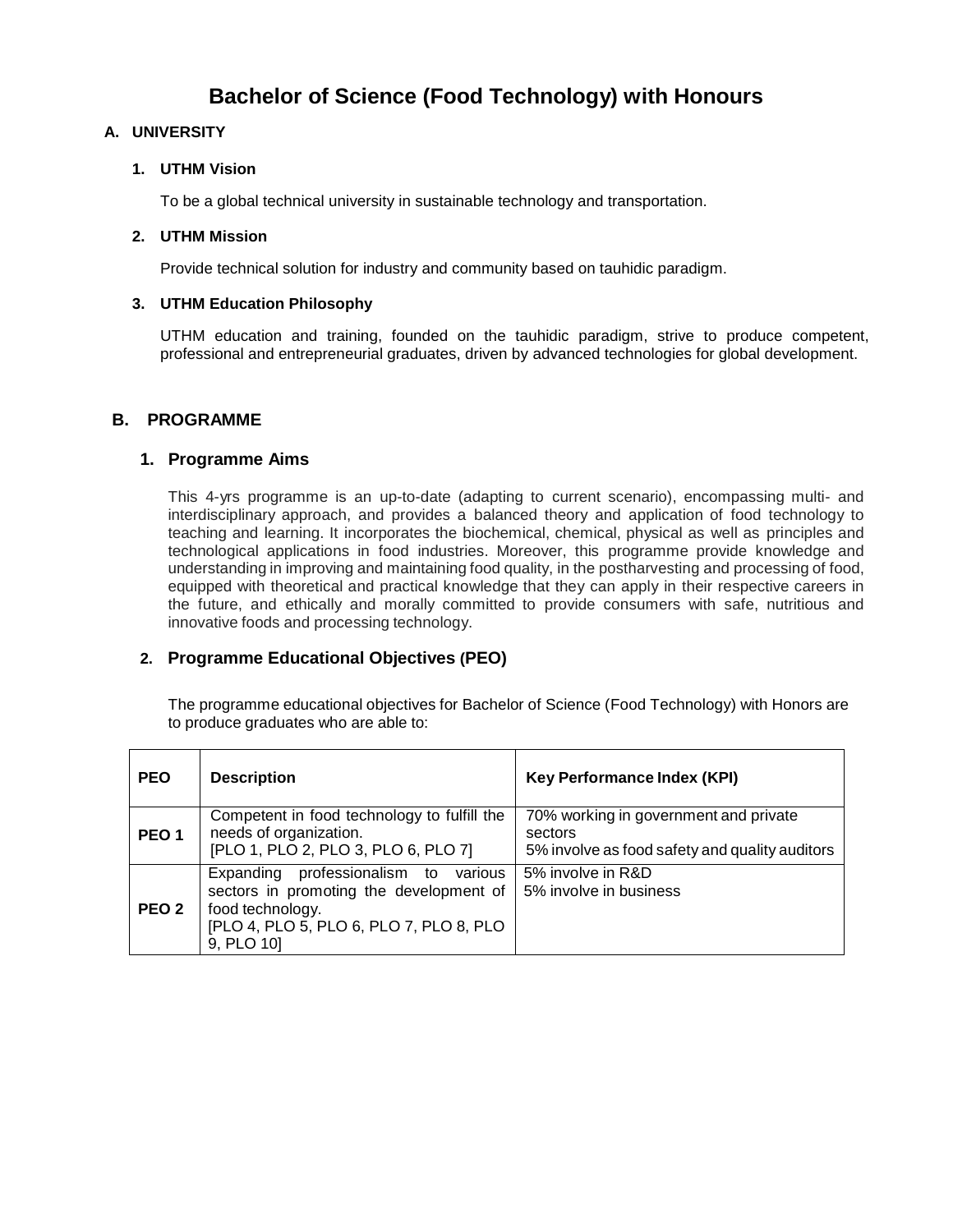# Bachelor of Science (Food Technology) with Honours

## A. UNIVERSITY

### 1. UTHM Vision

To be a global technical university in sustainable technology and transportation.

### 2. UTHM Mission

Provide technical solution for industry and community based on tauhidic paradigm.

### 3. UTHM Education Philosophy

UTHM education and training, founded on the tauhidic paradigm, strive to produce competent, professional and entrepreneurial graduates, driven by advanced technologies for global development.

## B. PROGRAMME

### 1. Programme Aims

This 4-yrs programme is an up-to-date (adapting to current scenario), encompassing multi- and interdisciplinary approach, and provides a balanced theory and application of food technology to teaching and learning. It incorporates the biochemical, chemical, physical as well as principles and technological applications in food industries. Moreover, this programme provide knowledge and understanding in improving and maintaining food quality, in the postharvesting and processing of food, equipped with theoretical and practical knowledge that they can apply in their respective careers in the future, and ethically and morally committed to provide consumers with safe, nutritious and innovative foods and processing technology.

### 2. Programme Educational Objectives (PEO)

The programme educational objectives for Bachelor of Science (Food Technology) with Honors are to produce graduates who are able to:

| PEO | Description | Key Performance Index (KPI) |
|---|---|---|
| PEO 1 | Competent in food technology to fulfill the needs of organization. [PLO 1, PLO 2, PLO 3, PLO 6, PLO 7] | 70% working in government and private sectors<br>5% involve as food safety and quality auditors |
| PEO 2 | Expanding professionalism to various sectors in promoting the development of food technology. [PLO 4, PLO 5, PLO 6, PLO 7, PLO 8, PLO 9, PLO 10] | 5% involve in R&D<br>5% involve in business |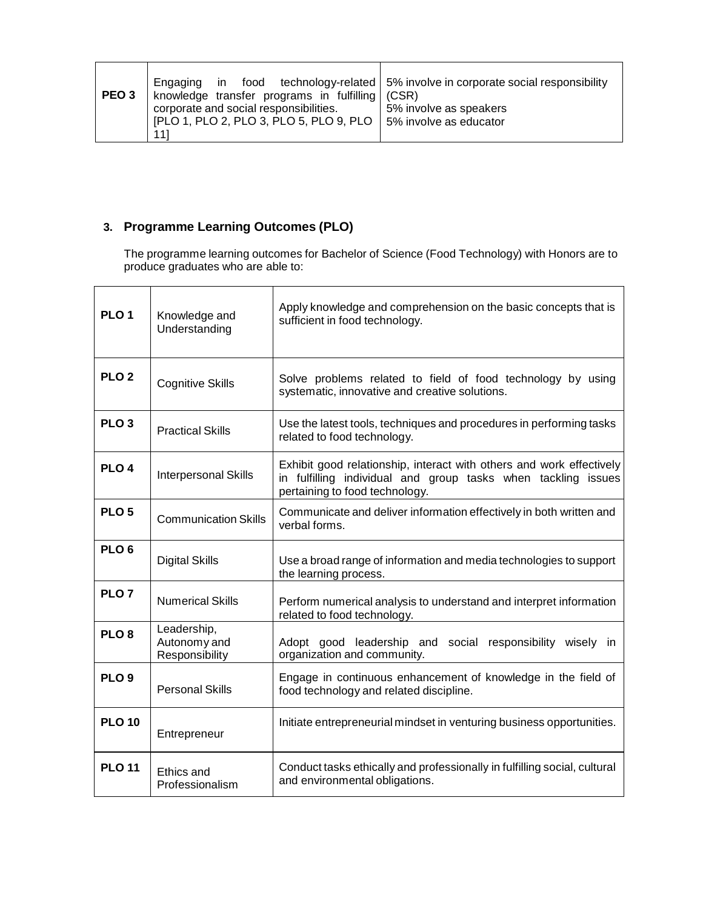| | | |
|---|---|---|
| **PEO 3** | Engaging in food technology-related knowledge transfer programs in fulfilling corporate and social responsibilities. [PLO 1, PLO 2, PLO 3, PLO 5, PLO 9, PLO 11] | 5% involve in corporate social responsibility (CSR)<br>5% involve as speakers<br>5% involve as educator |

## 3. Programme Learning Outcomes (PLO)

The programme learning outcomes for Bachelor of Science (Food Technology) with Honors are to produce graduates who are able to:

| | | |
|---|---|---|
| **PLO 1** | Knowledge and Understanding | Apply knowledge and comprehension on the basic concepts that is sufficient in food technology. |
| **PLO 2** | Cognitive Skills | Solve problems related to field of food technology by using systematic, innovative and creative solutions. |
| **PLO 3** | Practical Skills | Use the latest tools, techniques and procedures in performing tasks related to food technology. |
| **PLO 4** | Interpersonal Skills | Exhibit good relationship, interact with others and work effectively in fulfilling individual and group tasks when tackling issues pertaining to food technology. |
| **PLO 5** | Communication Skills | Communicate and deliver information effectively in both written and verbal forms. |
| **PLO 6** | Digital Skills | Use a broad range of information and media technologies to support the learning process. |
| **PLO 7** | Numerical Skills | Perform numerical analysis to understand and interpret information related to food technology. |
| **PLO 8** | Leadership, Autonomy and Responsibility | Adopt good leadership and social responsibility wisely in organization and community. |
| **PLO 9** | Personal Skills | Engage in continuous enhancement of knowledge in the field of food technology and related discipline. |
| **PLO 10** | Entrepreneur | Initiate entrepreneurial mindset in venturing business opportunities. |
| **PLO 11** | Ethics and Professionalism | Conduct tasks ethically and professionally in fulfilling social, cultural and environmental obligations. |